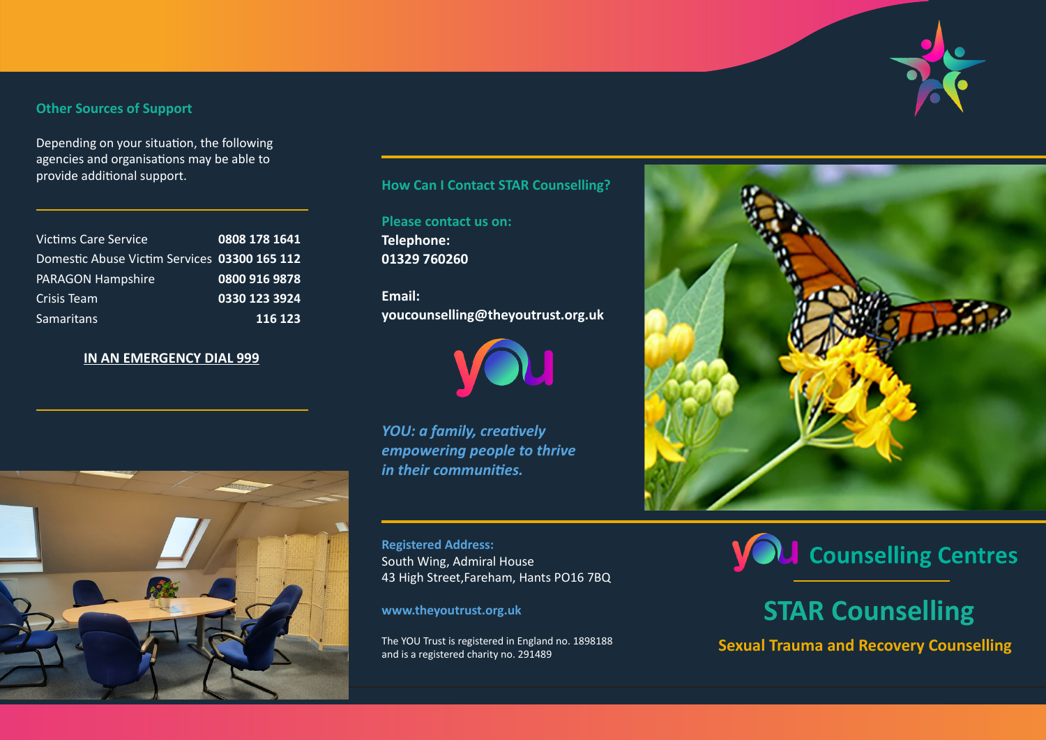## Other Sources of Support

Depending on your situation, the following agencies and organisations may be able to provide additional support.

| | |
|---|---|
| Victims Care Service | **0808 178 1641** |
| Domestic Abuse Victim Services | **03300 165 112** |
| PARAGON Hampshire | **0800 916 9878** |
| Crisis Team | **0330 123 3924** |
| Samaritans | **116 123** |

**IN AN EMERGENCY DIAL 999**

## How Can I Contact STAR Counselling?

**Please contact us on:**

**Telephone:**
**01329 760260**

**Email:**
**youcounselling@theyoutrust.org.uk**

you

***YOU: a family, creatively empowering people to thrive in their communities.***

**Registered Address:**
South Wing, Admiral House
43 High Street,Fareham, Hants PO16 7BQ

**www.theyoutrust.org.uk**

The YOU Trust is registered in England no. 1898188 and is a registered charity no. 291489

you Counselling Centres

# STAR Counselling

**Sexual Trauma and Recovery Counselling**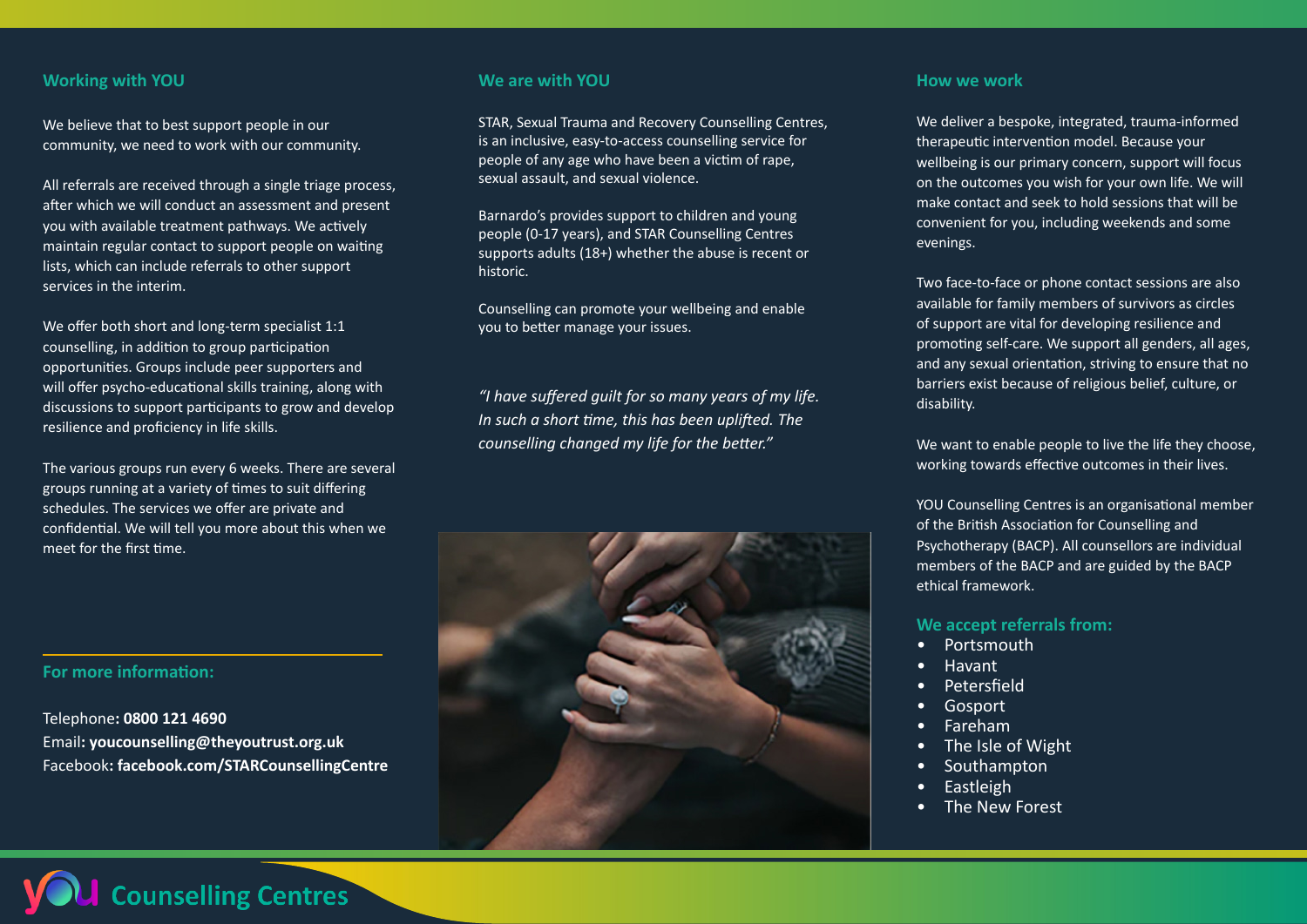## Working with YOU

We believe that to best support people in our community, we need to work with our community.

All referrals are received through a single triage process, after which we will conduct an assessment and present you with available treatment pathways. We actively maintain regular contact to support people on waiting lists, which can include referrals to other support services in the interim.

We offer both short and long-term specialist 1:1 counselling, in addition to group participation opportunities. Groups include peer supporters and will offer psycho-educational skills training, along with discussions to support participants to grow and develop resilience and proficiency in life skills.

The various groups run every 6 weeks. There are several groups running at a variety of times to suit differing schedules. The services we offer are private and confidential. We will tell you more about this when we meet for the first time.

### For more information:

Telephone: **0800 121 4690**
Email: **youcounselling@theyoutrust.org.uk**
Facebook: **facebook.com/STARCounsellingCentre**

## We are with YOU

STAR, Sexual Trauma and Recovery Counselling Centres, is an inclusive, easy-to-access counselling service for people of any age who have been a victim of rape, sexual assault, and sexual violence.

Barnardo's provides support to children and young people (0-17 years), and STAR Counselling Centres supports adults (18+) whether the abuse is recent or historic.

Counselling can promote your wellbeing and enable you to better manage your issues.

*"I have suffered guilt for so many years of my life. In such a short time, this has been uplifted. The counselling changed my life for the better."*

## How we work

We deliver a bespoke, integrated, trauma-informed therapeutic intervention model. Because your wellbeing is our primary concern, support will focus on the outcomes you wish for your own life. We will make contact and seek to hold sessions that will be convenient for you, including weekends and some evenings.

Two face-to-face or phone contact sessions are also available for family members of survivors as circles of support are vital for developing resilience and promoting self-care. We support all genders, all ages, and any sexual orientation, striving to ensure that no barriers exist because of religious belief, culture, or disability.

We want to enable people to live the life they choose, working towards effective outcomes in their lives.

YOU Counselling Centres is an organisational member of the British Association for Counselling and Psychotherapy (BACP). All counsellors are individual members of the BACP and are guided by the BACP ethical framework.

### We accept referrals from:

- Portsmouth
- Havant
- Petersfield
- Gosport
- Fareham
- The Isle of Wight
- Southampton
- Eastleigh
- The New Forest

you Counselling Centres